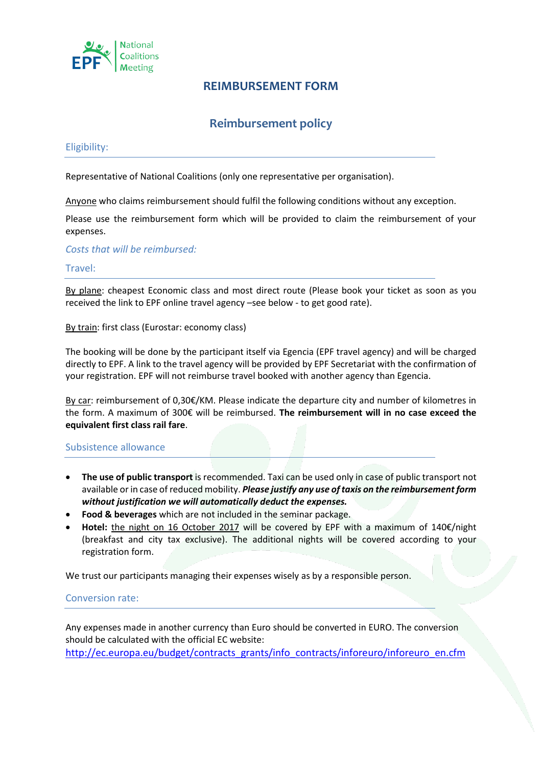EPF National Coalitions Meeting

# REIMBURSEMENT FORM

## Reimbursement policy

### Eligibility:

Representative of National Coalitions (only one representative per organisation).

Anyone who claims reimbursement should fulfil the following conditions without any exception.

Please use the reimbursement form which will be provided to claim the reimbursement of your expenses.

*Costs that will be reimbursed:*

### Travel:

By plane: cheapest Economic class and most direct route (Please book your ticket as soon as you received the link to EPF online travel agency –see below - to get good rate).

By train: first class (Eurostar: economy class)

The booking will be done by the participant itself via Egencia (EPF travel agency) and will be charged directly to EPF. A link to the travel agency will be provided by EPF Secretariat with the confirmation of your registration. EPF will not reimburse travel booked with another agency than Egencia.

By car: reimbursement of 0,30€/KM. Please indicate the departure city and number of kilometres in the form. A maximum of 300€ will be reimbursed. **The reimbursement will in no case exceed the equivalent first class rail fare**.

### Subsistence allowance

- **The use of public transport** is recommended. Taxi can be used only in case of public transport not available or in case of reduced mobility. ***Please justify any use of taxis on the reimbursement form without justification we will automatically deduct the expenses.***
- **Food & beverages** which are not included in the seminar package.
- **Hotel:** the night on 16 October 2017 will be covered by EPF with a maximum of 140€/night (breakfast and city tax exclusive). The additional nights will be covered according to your registration form.

We trust our participants managing their expenses wisely as by a responsible person.

### Conversion rate:

Any expenses made in another currency than Euro should be converted in EURO. The conversion should be calculated with the official EC website:
http://ec.europa.eu/budget/contracts_grants/info_contracts/inforeuro/inforeuro_en.cfm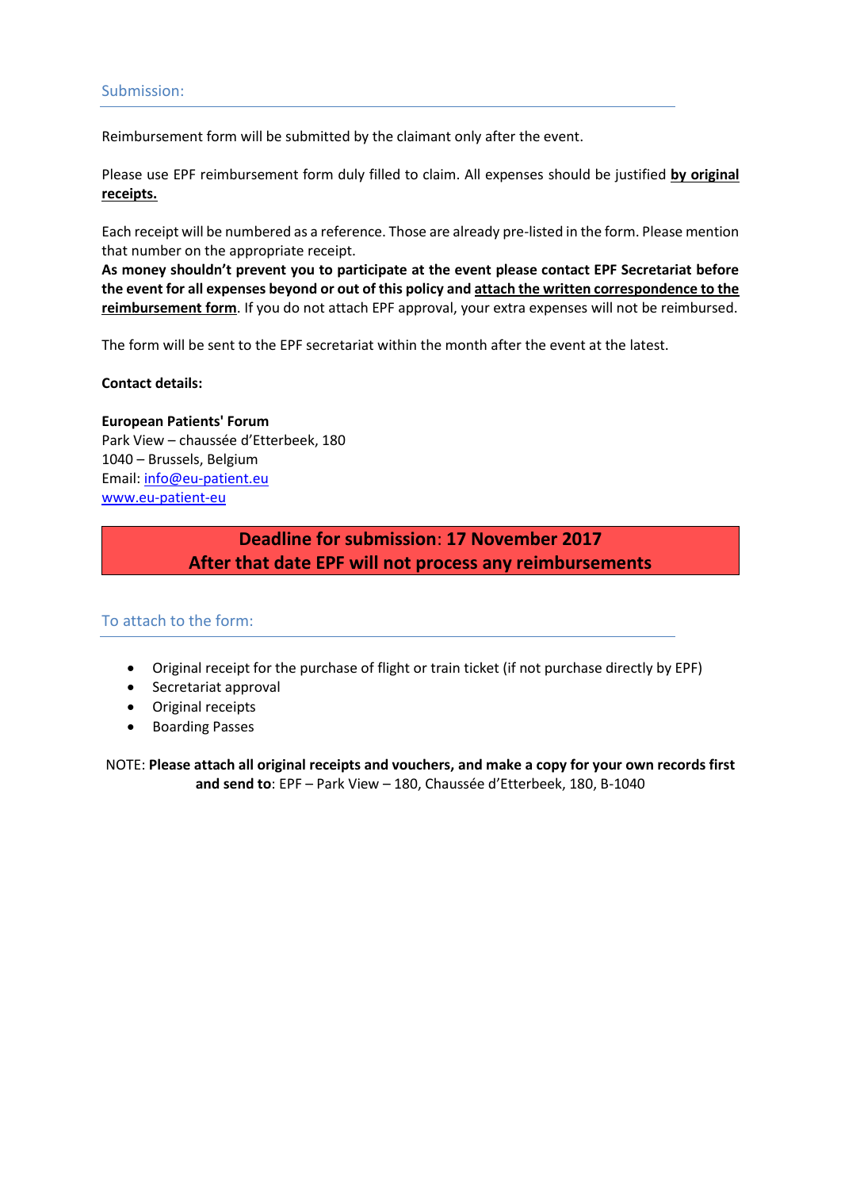## Submission:

Reimbursement form will be submitted by the claimant only after the event.

Please use EPF reimbursement form duly filled to claim. All expenses should be justified **by original receipts.**

Each receipt will be numbered as a reference. Those are already pre-listed in the form. Please mention that number on the appropriate receipt.

**As money shouldn't prevent you to participate at the event please contact EPF Secretariat before the event for all expenses beyond or out of this policy and attach the written correspondence to the reimbursement form**. If you do not attach EPF approval, your extra expenses will not be reimbursed.

The form will be sent to the EPF secretariat within the month after the event at the latest.

**Contact details:**

**European Patients' Forum**
Park View – chaussée d'Etterbeek, 180
1040 – Brussels, Belgium
Email: info@eu-patient.eu
www.eu-patient-eu

**Deadline for submission: 17 November 2017**
**After that date EPF will not process any reimbursements**

## To attach to the form:

- Original receipt for the purchase of flight or train ticket (if not purchase directly by EPF)
- Secretariat approval
- Original receipts
- Boarding Passes

NOTE: **Please attach all original receipts and vouchers, and make a copy for your own records first and send to**: EPF – Park View – 180, Chaussée d'Etterbeek, 180, B-1040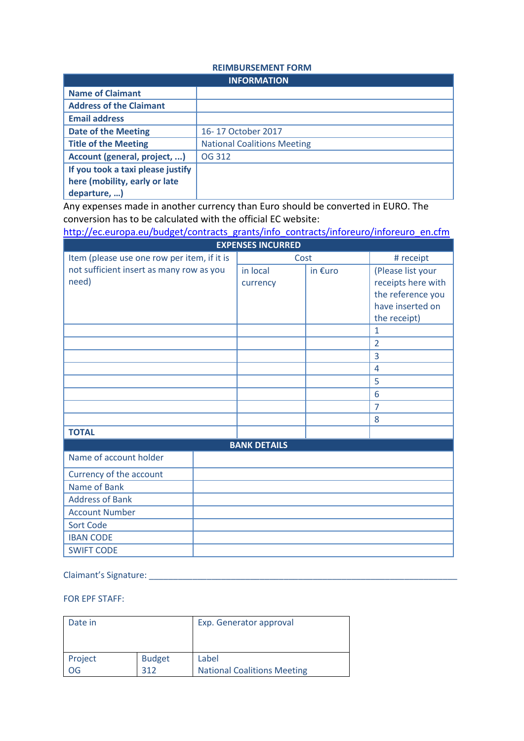## REIMBURSEMENT FORM

| INFORMATION | |
|---|---|
| **Name of Claimant** | |
| **Address of the Claimant** | |
| **Email address** | |
| **Date of the Meeting** | 16- 17 October 2017 |
| **Title of the Meeting** | National Coalitions Meeting |
| **Account (general, project, …)** | OG 312 |
| **If you took a taxi please justify here (mobility, early or late departure, …)** | |

Any expenses made in another currency than Euro should be converted in EURO. The conversion has to be calculated with the official EC website: http://ec.europa.eu/budget/contracts_grants/info_contracts/inforeuro/inforeuro_en.cfm

| EXPENSES INCURRED | | | |
|---|---|---|---|
| Item (please use one row per item, if it is not sufficient insert as many row as you need) | Cost | | # receipt |
| | in local currency | in €uro | (Please list your receipts here with the reference you have inserted on the receipt) |
| | | | 1 |
| | | | 2 |
| | | | 3 |
| | | | 4 |
| | | | 5 |
| | | | 6 |
| | | | 7 |
| | | | 8 |
| **TOTAL** | | | |

| BANK DETAILS | |
|---|---|
| Name of account holder | |
| Currency of the account | |
| Name of Bank | |
| Address of Bank | |
| Account Number | |
| Sort Code | |
| IBAN CODE | |
| SWIFT CODE | |

Claimant's Signature: ______________________________________________________________

FOR EPF STAFF:

| | | |
|---|---|---|
| Date in | | Exp. Generator approval |
| Project<br>OG | Budget<br>312 | Label<br>National Coalitions Meeting |